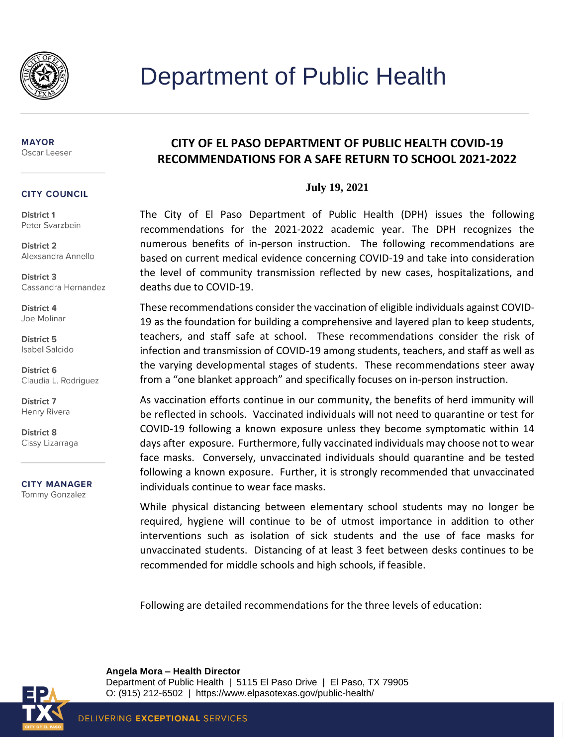# Department of Public Health

**MAYOR**
Oscar Leeser

**CITY COUNCIL**

**District 1**
Peter Svarzbein

**District 2**
Alexsandra Annello

**District 3**
Cassandra Hernandez

**District 4**
Joe Molinar

**District 5**
Isabel Salcido

**District 6**
Claudia L. Rodriguez

**District 7**
Henry Rivera

**District 8**
Cissy Lizarraga

**CITY MANAGER**
Tommy Gonzalez

## CITY OF EL PASO DEPARTMENT OF PUBLIC HEALTH COVID-19 RECOMMENDATIONS FOR A SAFE RETURN TO SCHOOL 2021-2022

**July 19, 2021**

The City of El Paso Department of Public Health (DPH) issues the following recommendations for the 2021-2022 academic year. The DPH recognizes the numerous benefits of in-person instruction. The following recommendations are based on current medical evidence concerning COVID-19 and take into consideration the level of community transmission reflected by new cases, hospitalizations, and deaths due to COVID-19.

These recommendations consider the vaccination of eligible individuals against COVID-19 as the foundation for building a comprehensive and layered plan to keep students, teachers, and staff safe at school. These recommendations consider the risk of infection and transmission of COVID-19 among students, teachers, and staff as well as the varying developmental stages of students. These recommendations steer away from a "one blanket approach" and specifically focuses on in-person instruction.

As vaccination efforts continue in our community, the benefits of herd immunity will be reflected in schools. Vaccinated individuals will not need to quarantine or test for COVID-19 following a known exposure unless they become symptomatic within 14 days after exposure. Furthermore, fully vaccinated individuals may choose not to wear face masks. Conversely, unvaccinated individuals should quarantine and be tested following a known exposure. Further, it is strongly recommended that unvaccinated individuals continue to wear face masks.

While physical distancing between elementary school students may no longer be required, hygiene will continue to be of utmost importance in addition to other interventions such as isolation of sick students and the use of face masks for unvaccinated students. Distancing of at least 3 feet between desks continues to be recommended for middle schools and high schools, if feasible.

Following are detailed recommendations for the three levels of education:

**Angela Mora – Health Director**
Department of Public Health | 5115 El Paso Drive | El Paso, TX 79905
O: (915) 212-6502 | https://www.elpasotexas.gov/public-health/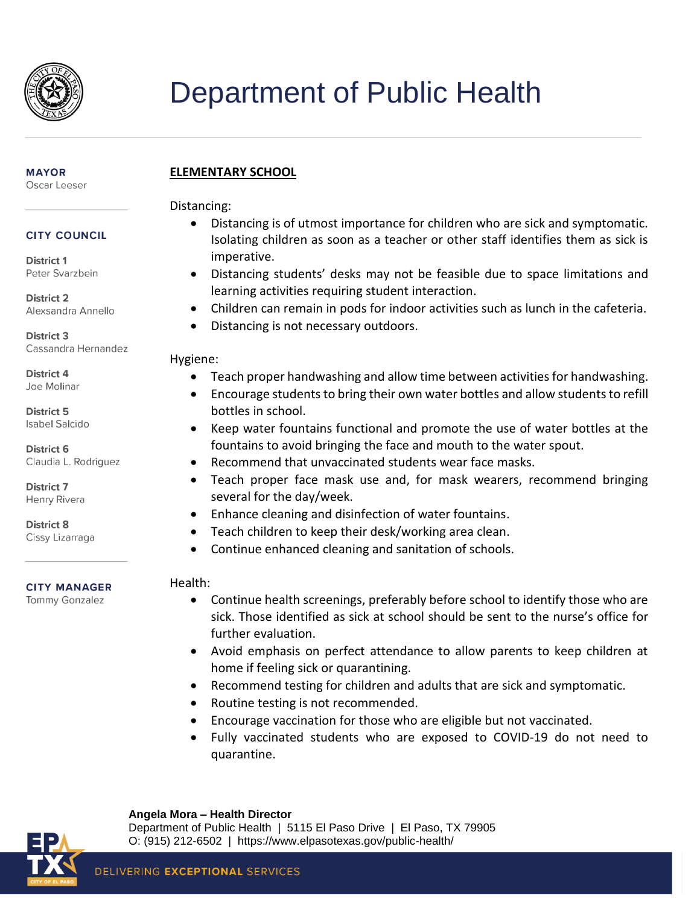## ELEMENTARY SCHOOL

Distancing:

- Distancing is of utmost importance for children who are sick and symptomatic. Isolating children as soon as a teacher or other staff identifies them as sick is imperative.
- Distancing students' desks may not be feasible due to space limitations and learning activities requiring student interaction.
- Children can remain in pods for indoor activities such as lunch in the cafeteria.
- Distancing is not necessary outdoors.

Hygiene:

- Teach proper handwashing and allow time between activities for handwashing.
- Encourage students to bring their own water bottles and allow students to refill bottles in school.
- Keep water fountains functional and promote the use of water bottles at the fountains to avoid bringing the face and mouth to the water spout.
- Recommend that unvaccinated students wear face masks.
- Teach proper face mask use and, for mask wearers, recommend bringing several for the day/week.
- Enhance cleaning and disinfection of water fountains.
- Teach children to keep their desk/working area clean.
- Continue enhanced cleaning and sanitation of schools.

Health:

- Continue health screenings, preferably before school to identify those who are sick. Those identified as sick at school should be sent to the nurse's office for further evaluation.
- Avoid emphasis on perfect attendance to allow parents to keep children at home if feeling sick or quarantining.
- Recommend testing for children and adults that are sick and symptomatic.
- Routine testing is not recommended.
- Encourage vaccination for those who are eligible but not vaccinated.
- Fully vaccinated students who are exposed to COVID-19 do not need to quarantine.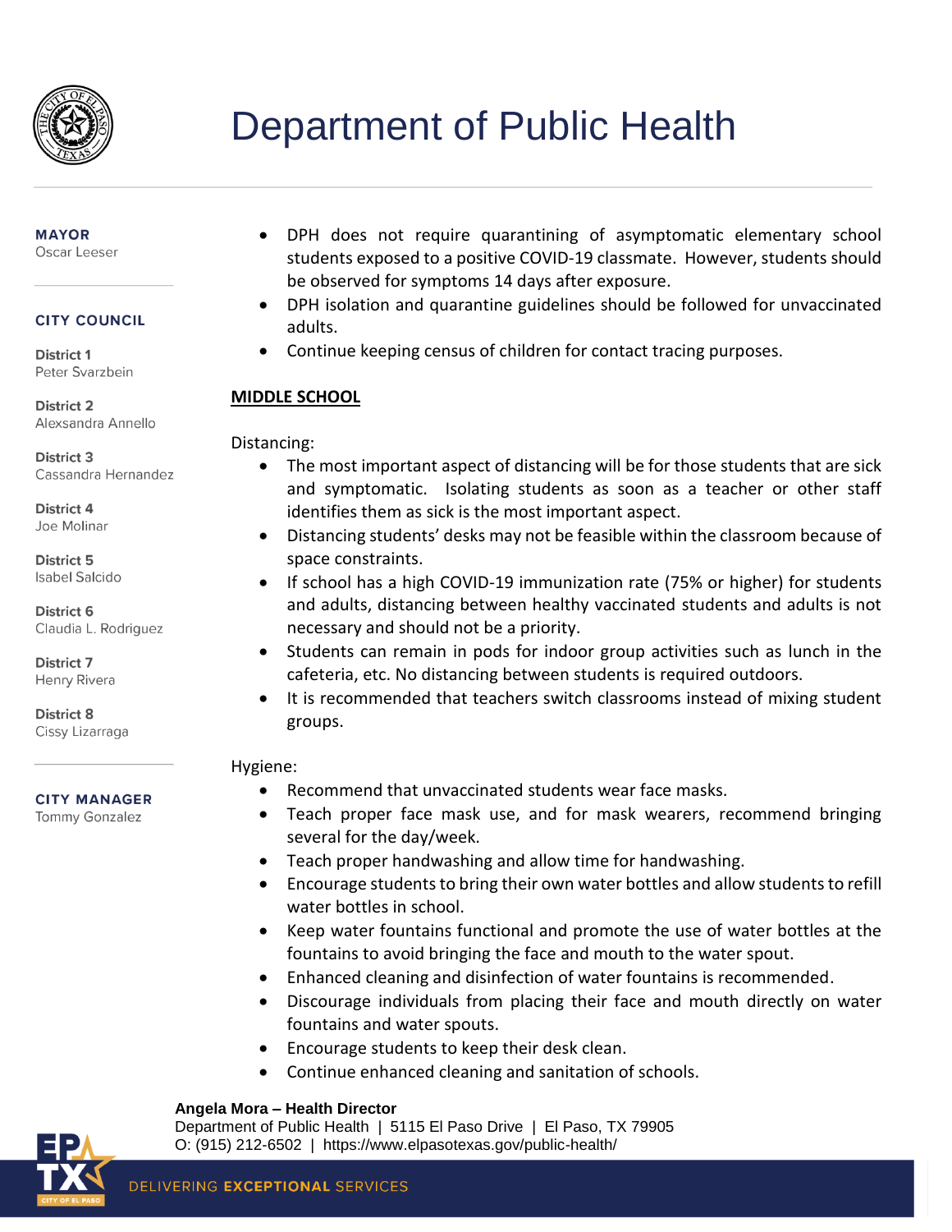- DPH does not require quarantining of asymptomatic elementary school students exposed to a positive COVID-19 classmate. However, students should be observed for symptoms 14 days after exposure.
- DPH isolation and quarantine guidelines should be followed for unvaccinated adults.
- Continue keeping census of children for contact tracing purposes.

**MIDDLE SCHOOL**

Distancing:

- The most important aspect of distancing will be for those students that are sick and symptomatic. Isolating students as soon as a teacher or other staff identifies them as sick is the most important aspect.
- Distancing students' desks may not be feasible within the classroom because of space constraints.
- If school has a high COVID-19 immunization rate (75% or higher) for students and adults, distancing between healthy vaccinated students and adults is not necessary and should not be a priority.
- Students can remain in pods for indoor group activities such as lunch in the cafeteria, etc. No distancing between students is required outdoors.
- It is recommended that teachers switch classrooms instead of mixing student groups.

Hygiene:

- Recommend that unvaccinated students wear face masks.
- Teach proper face mask use, and for mask wearers, recommend bringing several for the day/week.
- Teach proper handwashing and allow time for handwashing.
- Encourage students to bring their own water bottles and allow students to refill water bottles in school.
- Keep water fountains functional and promote the use of water bottles at the fountains to avoid bringing the face and mouth to the water spout.
- Enhanced cleaning and disinfection of water fountains is recommended.
- Discourage individuals from placing their face and mouth directly on water fountains and water spouts.
- Encourage students to keep their desk clean.
- Continue enhanced cleaning and sanitation of schools.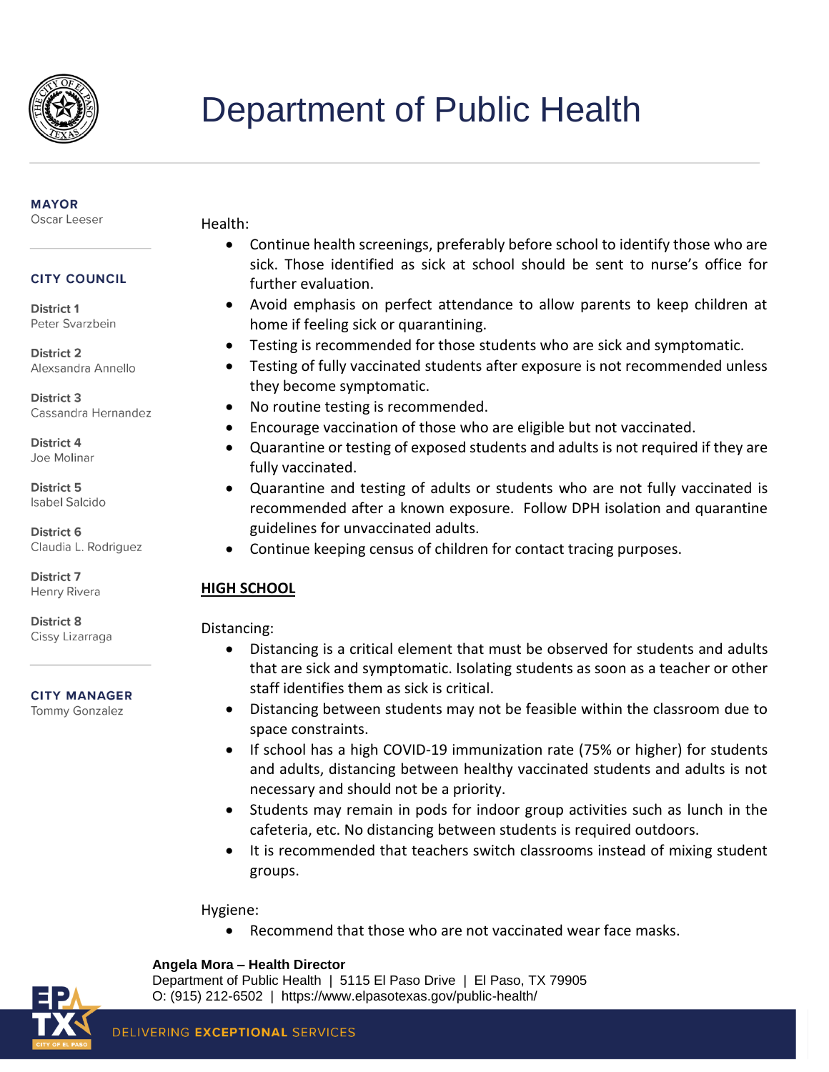Health:

- Continue health screenings, preferably before school to identify those who are sick. Those identified as sick at school should be sent to nurse's office for further evaluation.
- Avoid emphasis on perfect attendance to allow parents to keep children at home if feeling sick or quarantining.
- Testing is recommended for those students who are sick and symptomatic.
- Testing of fully vaccinated students after exposure is not recommended unless they become symptomatic.
- No routine testing is recommended.
- Encourage vaccination of those who are eligible but not vaccinated.
- Quarantine or testing of exposed students and adults is not required if they are fully vaccinated.
- Quarantine and testing of adults or students who are not fully vaccinated is recommended after a known exposure. Follow DPH isolation and quarantine guidelines for unvaccinated adults.
- Continue keeping census of children for contact tracing purposes.

## HIGH SCHOOL

Distancing:

- Distancing is a critical element that must be observed for students and adults that are sick and symptomatic. Isolating students as soon as a teacher or other staff identifies them as sick is critical.
- Distancing between students may not be feasible within the classroom due to space constraints.
- If school has a high COVID-19 immunization rate (75% or higher) for students and adults, distancing between healthy vaccinated students and adults is not necessary and should not be a priority.
- Students may remain in pods for indoor group activities such as lunch in the cafeteria, etc. No distancing between students is required outdoors.
- It is recommended that teachers switch classrooms instead of mixing student groups.

Hygiene:

- Recommend that those who are not vaccinated wear face masks.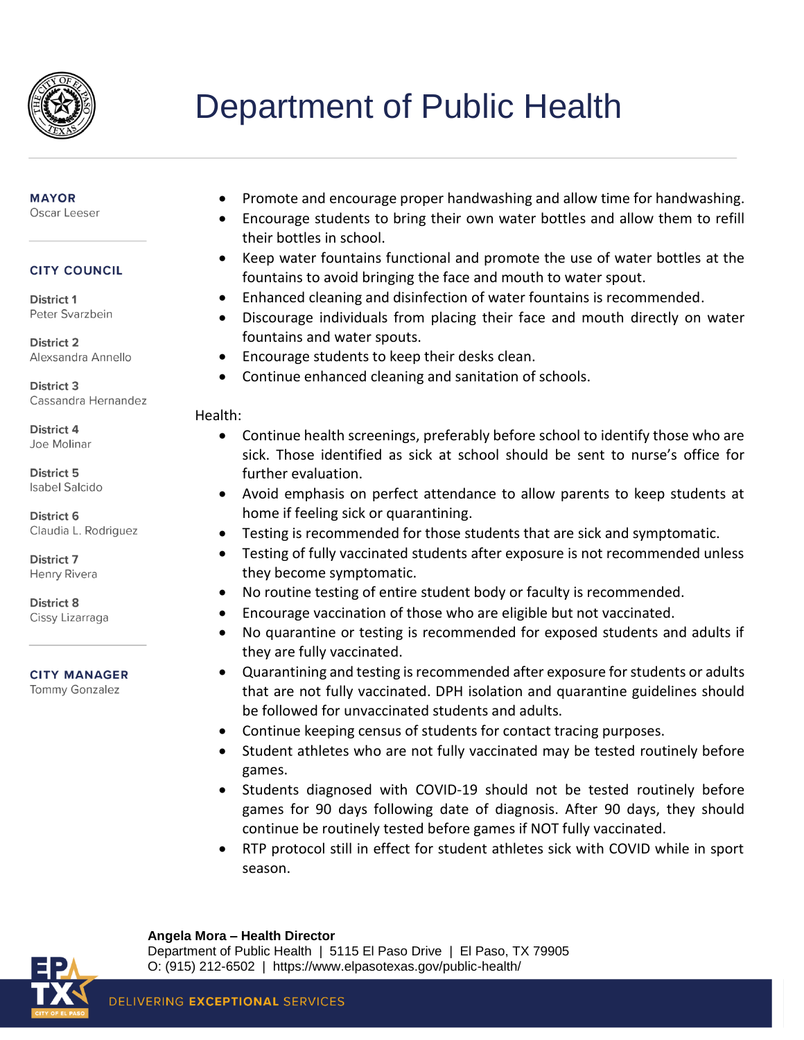# Department of Public Health

**MAYOR**
Oscar Leeser

**CITY COUNCIL**

**District 1**
Peter Svarzbein

**District 2**
Alexsandra Annello

**District 3**
Cassandra Hernandez

**District 4**
Joe Molinar

**District 5**
Isabel Salcido

**District 6**
Claudia L. Rodriguez

**District 7**
Henry Rivera

**District 8**
Cissy Lizarraga

**CITY MANAGER**
Tommy Gonzalez

- Promote and encourage proper handwashing and allow time for handwashing.
- Encourage students to bring their own water bottles and allow them to refill their bottles in school.
- Keep water fountains functional and promote the use of water bottles at the fountains to avoid bringing the face and mouth to water spout.
- Enhanced cleaning and disinfection of water fountains is recommended.
- Discourage individuals from placing their face and mouth directly on water fountains and water spouts.
- Encourage students to keep their desks clean.
- Continue enhanced cleaning and sanitation of schools.

Health:

- Continue health screenings, preferably before school to identify those who are sick. Those identified as sick at school should be sent to nurse's office for further evaluation.
- Avoid emphasis on perfect attendance to allow parents to keep students at home if feeling sick or quarantining.
- Testing is recommended for those students that are sick and symptomatic.
- Testing of fully vaccinated students after exposure is not recommended unless they become symptomatic.
- No routine testing of entire student body or faculty is recommended.
- Encourage vaccination of those who are eligible but not vaccinated.
- No quarantine or testing is recommended for exposed students and adults if they are fully vaccinated.
- Quarantining and testing is recommended after exposure for students or adults that are not fully vaccinated. DPH isolation and quarantine guidelines should be followed for unvaccinated students and adults.
- Continue keeping census of students for contact tracing purposes.
- Student athletes who are not fully vaccinated may be tested routinely before games.
- Students diagnosed with COVID-19 should not be tested routinely before games for 90 days following date of diagnosis. After 90 days, they should continue be routinely tested before games if NOT fully vaccinated.
- RTP protocol still in effect for student athletes sick with COVID while in sport season.

**Angela Mora – Health Director**
Department of Public Health | 5115 El Paso Drive | El Paso, TX 79905
O: (915) 212-6502 | https://www.elpasotexas.gov/public-health/

DELIVERING **EXCEPTIONAL** SERVICES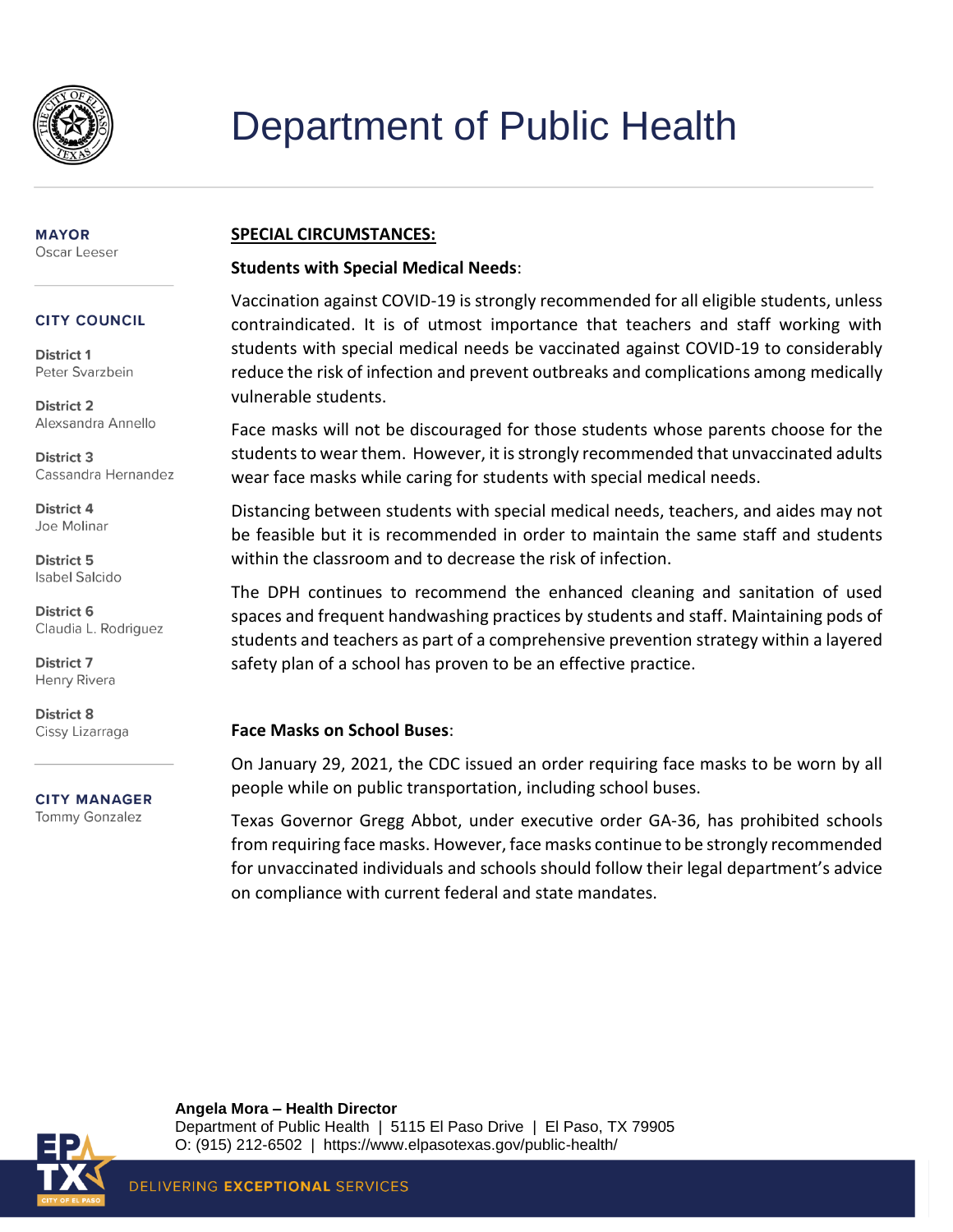# Department of Public Health

**MAYOR**
Oscar Leeser

**CITY COUNCIL**

**District 1**
Peter Svarzbein

**District 2**
Alexsandra Annello

**District 3**
Cassandra Hernandez

**District 4**
Joe Molinar

**District 5**
Isabel Salcido

**District 6**
Claudia L. Rodriguez

**District 7**
Henry Rivera

**District 8**
Cissy Lizarraga

**CITY MANAGER**
Tommy Gonzalez

## SPECIAL CIRCUMSTANCES:

**Students with Special Medical Needs**:

Vaccination against COVID-19 is strongly recommended for all eligible students, unless contraindicated. It is of utmost importance that teachers and staff working with students with special medical needs be vaccinated against COVID-19 to considerably reduce the risk of infection and prevent outbreaks and complications among medically vulnerable students.

Face masks will not be discouraged for those students whose parents choose for the students to wear them. However, it is strongly recommended that unvaccinated adults wear face masks while caring for students with special medical needs.

Distancing between students with special medical needs, teachers, and aides may not be feasible but it is recommended in order to maintain the same staff and students within the classroom and to decrease the risk of infection.

The DPH continues to recommend the enhanced cleaning and sanitation of used spaces and frequent handwashing practices by students and staff. Maintaining pods of students and teachers as part of a comprehensive prevention strategy within a layered safety plan of a school has proven to be an effective practice.

**Face Masks on School Buses**:

On January 29, 2021, the CDC issued an order requiring face masks to be worn by all people while on public transportation, including school buses.

Texas Governor Gregg Abbot, under executive order GA-36, has prohibited schools from requiring face masks. However, face masks continue to be strongly recommended for unvaccinated individuals and schools should follow their legal department's advice on compliance with current federal and state mandates.

**Angela Mora – Health Director**
Department of Public Health | 5115 El Paso Drive | El Paso, TX 79905
O: (915) 212-6502 | https://www.elpasotexas.gov/public-health/

DELIVERING **EXCEPTIONAL** SERVICES